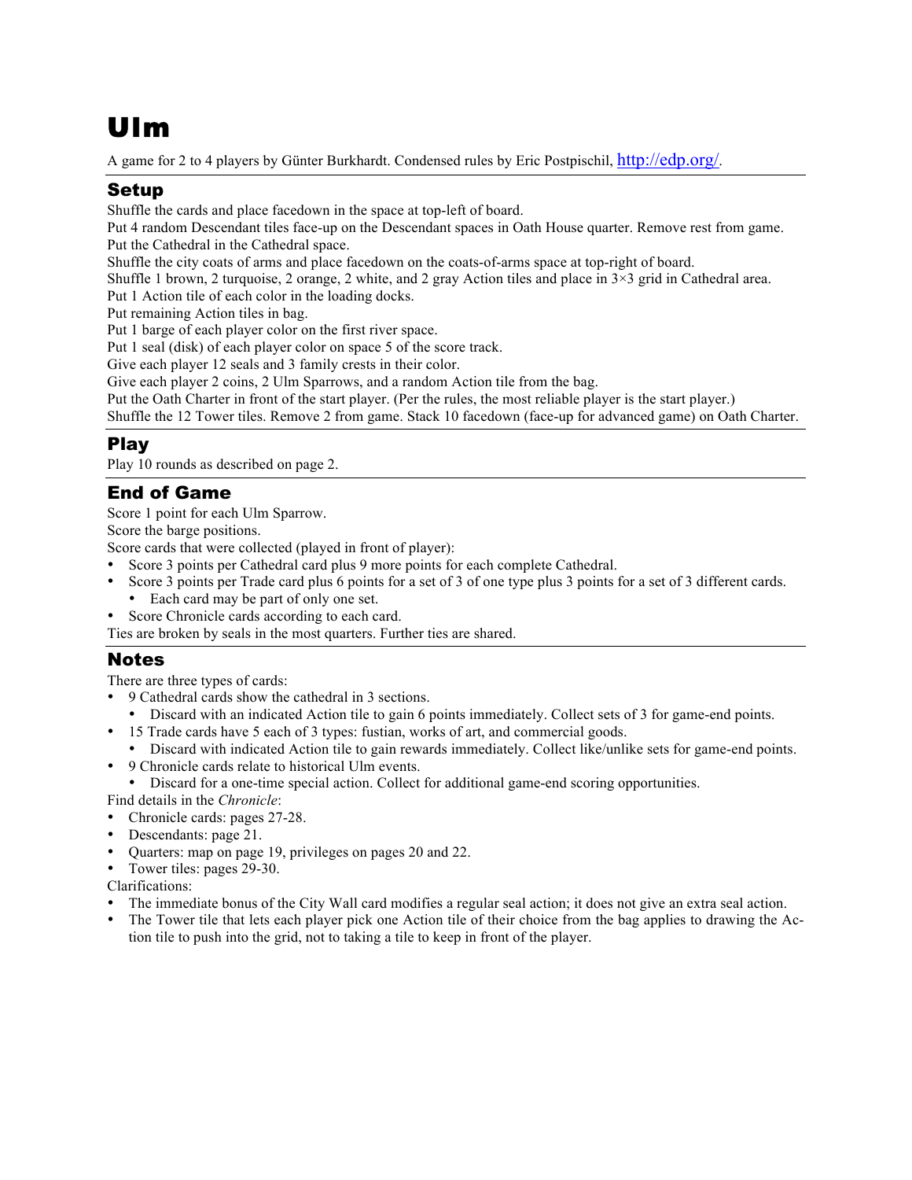# Ulm

A game for 2 to 4 players by Günter Burkhardt. Condensed rules by Eric Postpischil, http://edp.org/.

## Setup

Shuffle the cards and place facedown in the space at top-left of board.
Put 4 random Descendant tiles face-up on the Descendant spaces in Oath House quarter. Remove rest from game.
Put the Cathedral in the Cathedral space.
Shuffle the city coats of arms and place facedown on the coats-of-arms space at top-right of board.
Shuffle 1 brown, 2 turquoise, 2 orange, 2 white, and 2 gray Action tiles and place in 3×3 grid in Cathedral area.
Put 1 Action tile of each color in the loading docks.
Put remaining Action tiles in bag.
Put 1 barge of each player color on the first river space.
Put 1 seal (disk) of each player color on space 5 of the score track.
Give each player 12 seals and 3 family crests in their color.
Give each player 2 coins, 2 Ulm Sparrows, and a random Action tile from the bag.
Put the Oath Charter in front of the start player. (Per the rules, the most reliable player is the start player.)
Shuffle the 12 Tower tiles. Remove 2 from game. Stack 10 facedown (face-up for advanced game) on Oath Charter.

## Play

Play 10 rounds as described on page 2.

## End of Game

Score 1 point for each Ulm Sparrow.
Score the barge positions.
Score cards that were collected (played in front of player):

- Score 3 points per Cathedral card plus 9 more points for each complete Cathedral.
- Score 3 points per Trade card plus 6 points for a set of 3 of one type plus 3 points for a set of 3 different cards.
  - Each card may be part of only one set.
- Score Chronicle cards according to each card.

Ties are broken by seals in the most quarters. Further ties are shared.

## Notes

There are three types of cards:

- 9 Cathedral cards show the cathedral in 3 sections.
  - Discard with an indicated Action tile to gain 6 points immediately. Collect sets of 3 for game-end points.
- 15 Trade cards have 5 each of 3 types: fustian, works of art, and commercial goods.
  - Discard with indicated Action tile to gain rewards immediately. Collect like/unlike sets for game-end points.
- 9 Chronicle cards relate to historical Ulm events.
  - Discard for a one-time special action. Collect for additional game-end scoring opportunities.

Find details in the *Chronicle*:

- Chronicle cards: pages 27-28.
- Descendants: page 21.
- Quarters: map on page 19, privileges on pages 20 and 22.
- Tower tiles: pages 29-30.

Clarifications:

- The immediate bonus of the City Wall card modifies a regular seal action; it does not give an extra seal action.
- The Tower tile that lets each player pick one Action tile of their choice from the bag applies to drawing the Action tile to push into the grid, not to taking a tile to keep in front of the player.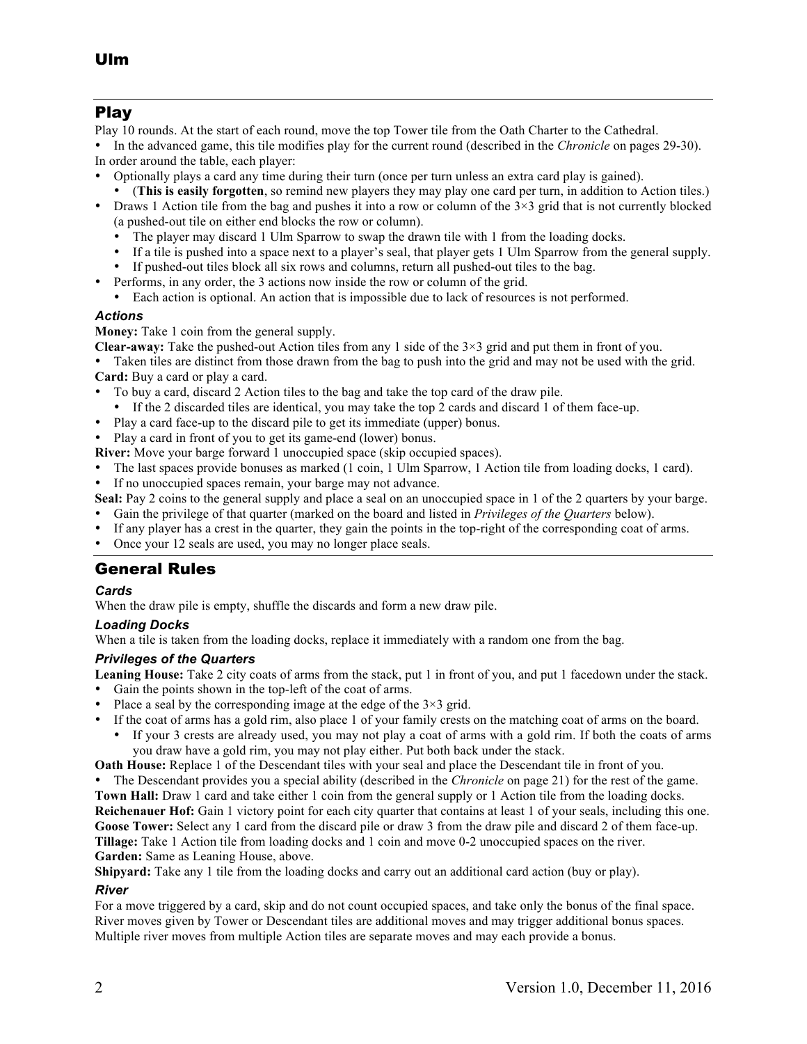## Play

Play 10 rounds. At the start of each round, move the top Tower tile from the Oath Charter to the Cathedral.

- In the advanced game, this tile modifies play for the current round (described in the *Chronicle* on pages 29-30).

In order around the table, each player:

- Optionally plays a card any time during their turn (once per turn unless an extra card play is gained).
  - (**This is easily forgotten**, so remind new players they may play one card per turn, in addition to Action tiles.)
- Draws 1 Action tile from the bag and pushes it into a row or column of the 3×3 grid that is not currently blocked (a pushed-out tile on either end blocks the row or column).
  - The player may discard 1 Ulm Sparrow to swap the drawn tile with 1 from the loading docks.
  - If a tile is pushed into a space next to a player's seal, that player gets 1 Ulm Sparrow from the general supply.
  - If pushed-out tiles block all six rows and columns, return all pushed-out tiles to the bag.
- Performs, in any order, the 3 actions now inside the row or column of the grid.
  - Each action is optional. An action that is impossible due to lack of resources is not performed.

### Actions

**Money:** Take 1 coin from the general supply.

**Clear-away:** Take the pushed-out Action tiles from any 1 side of the 3×3 grid and put them in front of you.

- Taken tiles are distinct from those drawn from the bag to push into the grid and may not be used with the grid.

**Card:** Buy a card or play a card.

- To buy a card, discard 2 Action tiles to the bag and take the top card of the draw pile.
  - If the 2 discarded tiles are identical, you may take the top 2 cards and discard 1 of them face-up.
- Play a card face-up to the discard pile to get its immediate (upper) bonus.
- Play a card in front of you to get its game-end (lower) bonus.

**River:** Move your barge forward 1 unoccupied space (skip occupied spaces).

- The last spaces provide bonuses as marked (1 coin, 1 Ulm Sparrow, 1 Action tile from loading docks, 1 card).
- If no unoccupied spaces remain, your barge may not advance.

**Seal:** Pay 2 coins to the general supply and place a seal on an unoccupied space in 1 of the 2 quarters by your barge.

- Gain the privilege of that quarter (marked on the board and listed in *Privileges of the Quarters* below).
- If any player has a crest in the quarter, they gain the points in the top-right of the corresponding coat of arms.
- Once your 12 seals are used, you may no longer place seals.

## General Rules

### Cards

When the draw pile is empty, shuffle the discards and form a new draw pile.

### Loading Docks

When a tile is taken from the loading docks, replace it immediately with a random one from the bag.

### Privileges of the Quarters

**Leaning House:** Take 2 city coats of arms from the stack, put 1 in front of you, and put 1 facedown under the stack.

- Gain the points shown in the top-left of the coat of arms.
- Place a seal by the corresponding image at the edge of the 3×3 grid.
- If the coat of arms has a gold rim, also place 1 of your family crests on the matching coat of arms on the board.
  - If your 3 crests are already used, you may not play a coat of arms with a gold rim. If both the coats of arms you draw have a gold rim, you may not play either. Put both back under the stack.

**Oath House:** Replace 1 of the Descendant tiles with your seal and place the Descendant tile in front of you.

- The Descendant provides you a special ability (described in the *Chronicle* on page 21) for the rest of the game.

**Town Hall:** Draw 1 card and take either 1 coin from the general supply or 1 Action tile from the loading docks.

**Reichenauer Hof:** Gain 1 victory point for each city quarter that contains at least 1 of your seals, including this one.

**Goose Tower:** Select any 1 card from the discard pile or draw 3 from the draw pile and discard 2 of them face-up.

**Tillage:** Take 1 Action tile from loading docks and 1 coin and move 0-2 unoccupied spaces on the river.

**Garden:** Same as Leaning House, above.

**Shipyard:** Take any 1 tile from the loading docks and carry out an additional card action (buy or play).

### River

For a move triggered by a card, skip and do not count occupied spaces, and take only the bonus of the final space. River moves given by Tower or Descendant tiles are additional moves and may trigger additional bonus spaces. Multiple river moves from multiple Action tiles are separate moves and may each provide a bonus.